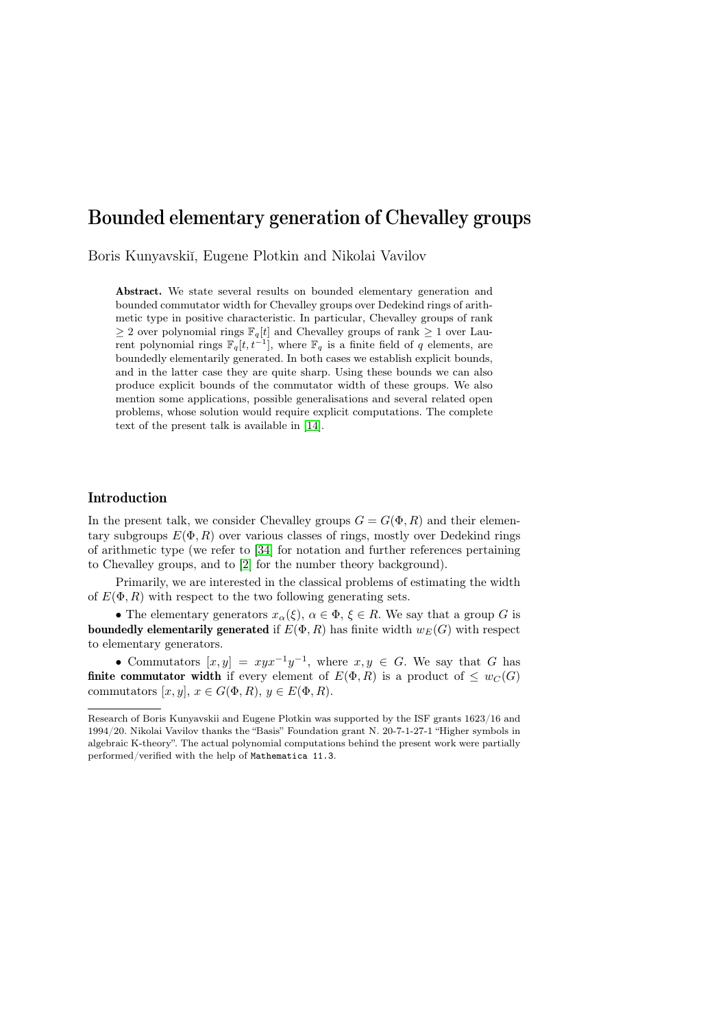# Bounded elementary generation of Chevalley groups

Boris Kunyavskiĭ, Eugene Plotkin and Nikolai Vavilov

**Abstract.** We state several results on bounded elementary generation and bounded commutator width for Chevalley groups over Dedekind rings of arithmetic type in positive characteristic. In particular, Chevalley groups of rank $\geq 2$ over polynomial rings $\mathbb{F}_q[t]$ and Chevalley groups of rank $\geq 1$ over Laurent polynomial rings $\mathbb{F}_q[t, t^{-1}]$, where $\mathbb{F}_q$ is a finite field of $q$ elements, are boundedly elementarily generated. In both cases we establish explicit bounds, and in the latter case they are quite sharp. Using these bounds we can also produce explicit bounds of the commutator width of these groups. We also mention some applications, possible generalisations and several related open problems, whose solution would require explicit computations. The complete text of the present talk is available in [14].

## Introduction

In the present talk, we consider Chevalley groups $G = G(\Phi, R)$ and their elementary subgroups $E(\Phi, R)$ over various classes of rings, mostly over Dedekind rings of arithmetic type (we refer to [34] for notation and further references pertaining to Chevalley groups, and to [2] for the number theory background).

Primarily, we are interested in the classical problems of estimating the width of $E(\Phi, R)$ with respect to the two following generating sets.

• The elementary generators $x_\alpha(\xi)$, $\alpha \in \Phi$, $\xi \in R$. We say that a group $G$ is **boundedly elementarily generated** if $E(\Phi, R)$ has finite width $w_E(G)$ with respect to elementary generators.

• Commutators $[x, y] = xyx^{-1}y^{-1}$, where $x, y \in G$. We say that $G$ has **finite commutator width** if every element of $E(\Phi, R)$ is a product of $\leq w_C(G)$ commutators $[x, y]$, $x \in G(\Phi, R)$, $y \in E(\Phi, R)$.

---

Research of Boris Kunyavskii and Eugene Plotkin was supported by the ISF grants 1623/16 and 1994/20. Nikolai Vavilov thanks the "Basis" Foundation grant N. 20-7-1-27-1 "Higher symbols in algebraic K-theory". The actual polynomial computations behind the present work were partially performed/verified with the help of `Mathematica 11.3`.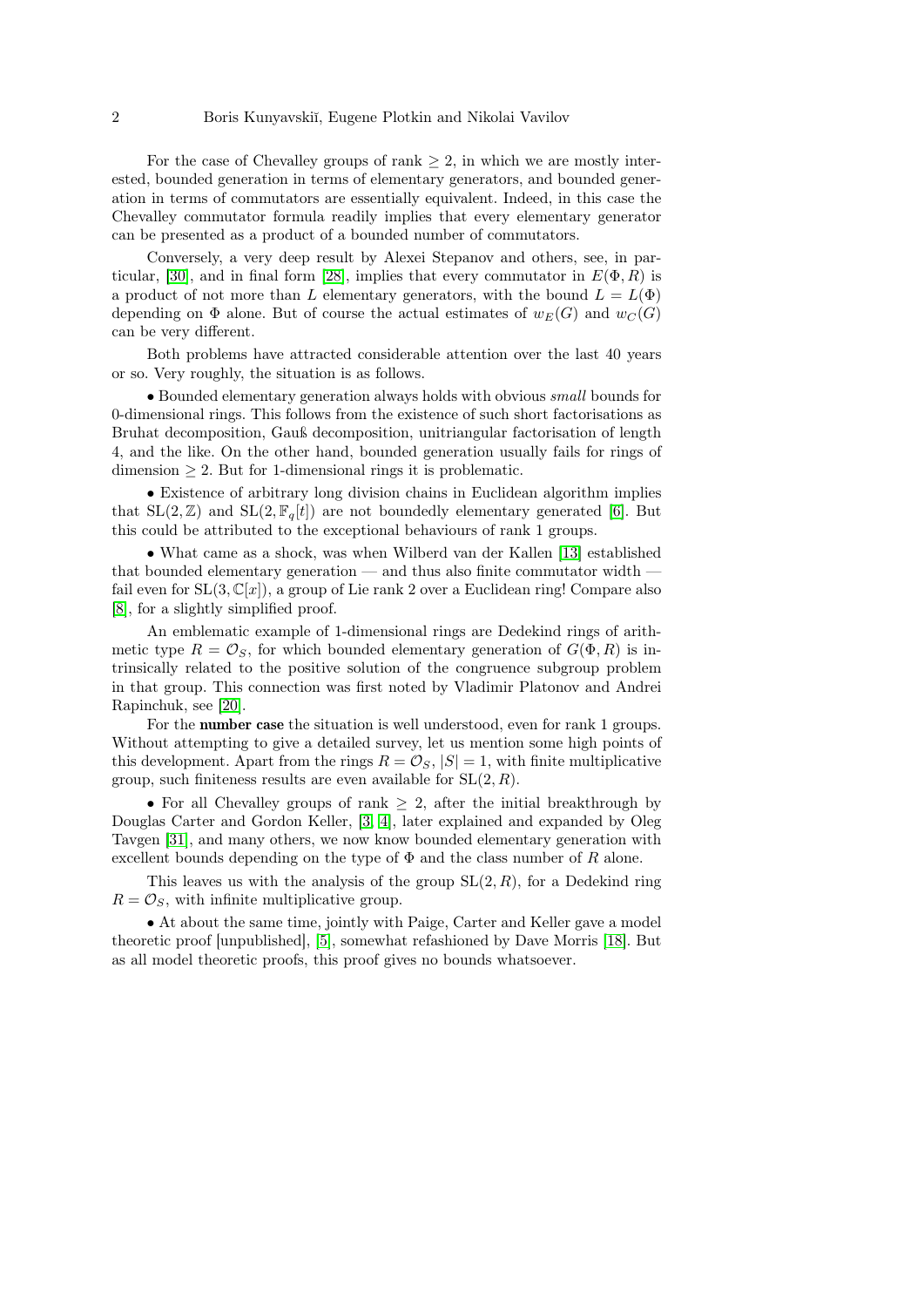For the case of Chevalley groups of rank $\geq 2$, in which we are mostly interested, bounded generation in terms of elementary generators, and bounded generation in terms of commutators are essentially equivalent. Indeed, in this case the Chevalley commutator formula readily implies that every elementary generator can be presented as a product of a bounded number of commutators.

Conversely, a very deep result by Alexei Stepanov and others, see, in particular, [30], and in final form [28], implies that every commutator in $E(\Phi, R)$ is a product of not more than $L$ elementary generators, with the bound $L = L(\Phi)$ depending on $\Phi$ alone. But of course the actual estimates of $w_E(G)$ and $w_C(G)$ can be very different.

Both problems have attracted considerable attention over the last 40 years or so. Very roughly, the situation is as follows.

• Bounded elementary generation always holds with obvious *small* bounds for 0-dimensional rings. This follows from the existence of such short factorisations as Bruhat decomposition, Gauß decomposition, unitriangular factorisation of length 4, and the like. On the other hand, bounded generation usually fails for rings of dimension $\geq 2$. But for 1-dimensional rings it is problematic.

• Existence of arbitrary long division chains in Euclidean algorithm implies that $\mathrm{SL}(2, \mathbb{Z})$ and $\mathrm{SL}(2, \mathbb{F}_q[t])$ are not boundedly elementary generated [6]. But this could be attributed to the exceptional behaviours of rank 1 groups.

• What came as a shock, was when Wilberd van der Kallen [13] established that bounded elementary generation — and thus also finite commutator width — fail even for $\mathrm{SL}(3, \mathbb{C}[x])$, a group of Lie rank 2 over a Euclidean ring! Compare also [8], for a slightly simplified proof.

An emblematic example of 1-dimensional rings are Dedekind rings of arithmetic type $R = \mathcal{O}_S$, for which bounded elementary generation of $G(\Phi, R)$ is intrinsically related to the positive solution of the congruence subgroup problem in that group. This connection was first noted by Vladimir Platonov and Andrei Rapinchuk, see [20].

For the **number case** the situation is well understood, even for rank 1 groups. Without attempting to give a detailed survey, let us mention some high points of this development. Apart from the rings $R = \mathcal{O}_S$, $|S| = 1$, with finite multiplicative group, such finiteness results are even available for $\mathrm{SL}(2, R)$.

• For all Chevalley groups of rank $\geq 2$, after the initial breakthrough by Douglas Carter and Gordon Keller, [3, 4], later explained and expanded by Oleg Tavgen [31], and many others, we now know bounded elementary generation with excellent bounds depending on the type of $\Phi$ and the class number of $R$ alone.

This leaves us with the analysis of the group $\mathrm{SL}(2, R)$, for a Dedekind ring $R = \mathcal{O}_S$, with infinite multiplicative group.

• At about the same time, jointly with Paige, Carter and Keller gave a model theoretic proof [unpublished], [5], somewhat refashioned by Dave Morris [18]. But as all model theoretic proofs, this proof gives no bounds whatsoever.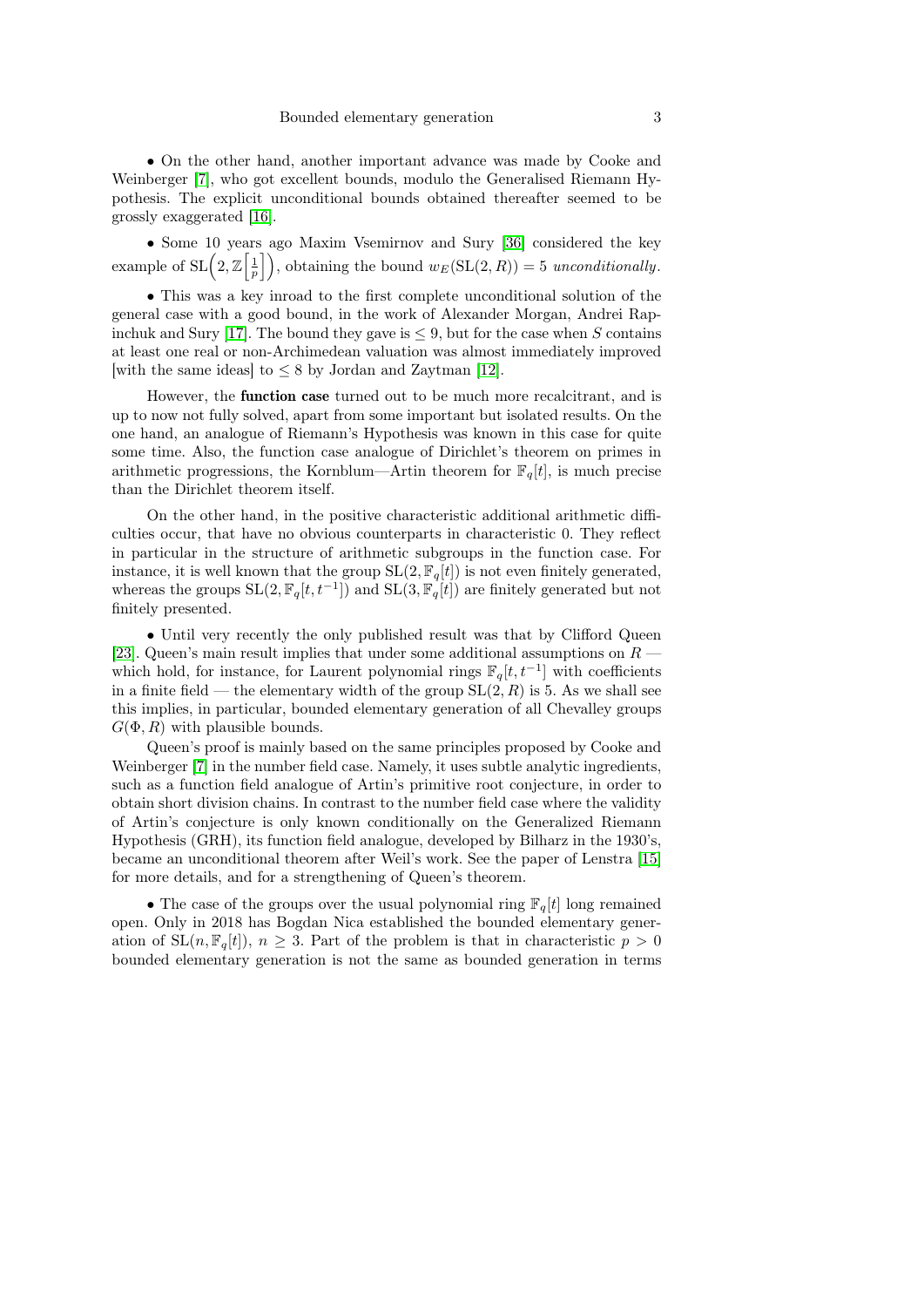• On the other hand, another important advance was made by Cooke and Weinberger [7], who got excellent bounds, modulo the Generalised Riemann Hypothesis. The explicit unconditional bounds obtained thereafter seemed to be grossly exaggerated [16].

• Some 10 years ago Maxim Vsemirnov and Sury [36] considered the key example of $\mathrm{SL}\Big(2, \mathbb{Z}\Big[\frac{1}{p}\Big]\Big)$, obtaining the bound $w_E(\mathrm{SL}(2, R)) = 5$ *unconditionally*.

• This was a key inroad to the first complete unconditional solution of the general case with a good bound, in the work of Alexander Morgan, Andrei Rapinchuk and Sury [17]. The bound they gave is $\leq 9$, but for the case when $S$ contains at least one real or non-Archimedean valuation was almost immediately improved [with the same ideas] to $\leq 8$ by Jordan and Zaytman [12].

However, the **function case** turned out to be much more recalcitrant, and is up to now not fully solved, apart from some important but isolated results. On the one hand, an analogue of Riemann's Hypothesis was known in this case for quite some time. Also, the function case analogue of Dirichlet's theorem on primes in arithmetic progressions, the Kornblum—Artin theorem for $\mathbb{F}_q[t]$, is much precise than the Dirichlet theorem itself.

On the other hand, in the positive characteristic additional arithmetic difficulties occur, that have no obvious counterparts in characteristic 0. They reflect in particular in the structure of arithmetic subgroups in the function case. For instance, it is well known that the group $\mathrm{SL}(2, \mathbb{F}_q[t])$ is not even finitely generated, whereas the groups $\mathrm{SL}(2, \mathbb{F}_q[t, t^{-1}])$ and $\mathrm{SL}(3, \mathbb{F}_q[t])$ are finitely generated but not finitely presented.

• Until very recently the only published result was that by Clifford Queen [23]. Queen's main result implies that under some additional assumptions on $R$ — which hold, for instance, for Laurent polynomial rings $\mathbb{F}_q[t, t^{-1}]$ with coefficients in a finite field — the elementary width of the group $\mathrm{SL}(2, R)$ is 5. As we shall see this implies, in particular, bounded elementary generation of all Chevalley groups $G(\Phi, R)$ with plausible bounds.

Queen's proof is mainly based on the same principles proposed by Cooke and Weinberger [7] in the number field case. Namely, it uses subtle analytic ingredients, such as a function field analogue of Artin's primitive root conjecture, in order to obtain short division chains. In contrast to the number field case where the validity of Artin's conjecture is only known conditionally on the Generalized Riemann Hypothesis (GRH), its function field analogue, developed by Bilharz in the 1930's, became an unconditional theorem after Weil's work. See the paper of Lenstra [15] for more details, and for a strengthening of Queen's theorem.

• The case of the groups over the usual polynomial ring $\mathbb{F}_q[t]$ long remained open. Only in 2018 has Bogdan Nica established the bounded elementary generation of $\mathrm{SL}(n, \mathbb{F}_q[t])$, $n \geq 3$. Part of the problem is that in characteristic $p > 0$ bounded elementary generation is not the same as bounded generation in terms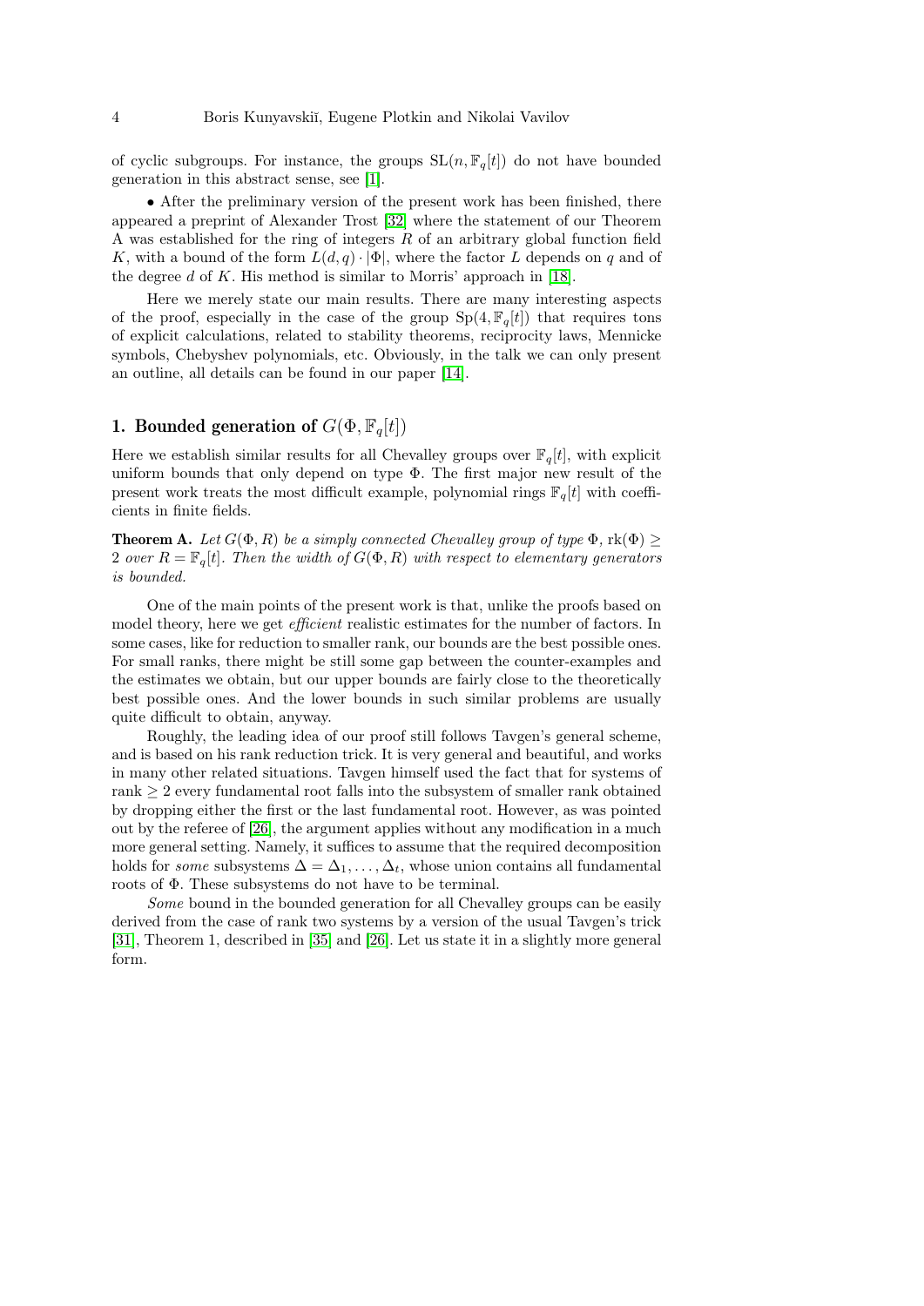of cyclic subgroups. For instance, the groups $\mathrm{SL}(n, \mathbb{F}_q[t])$ do not have bounded generation in this abstract sense, see [1].

• After the preliminary version of the present work has been finished, there appeared a preprint of Alexander Trost [32] where the statement of our Theorem A was established for the ring of integers $R$ of an arbitrary global function field $K$, with a bound of the form $L(d, q) \cdot |\Phi|$, where the factor $L$ depends on $q$ and of the degree $d$ of $K$. His method is similar to Morris' approach in [18].

Here we merely state our main results. There are many interesting aspects of the proof, especially in the case of the group $\mathrm{Sp}(4, \mathbb{F}_q[t])$ that requires tons of explicit calculations, related to stability theorems, reciprocity laws, Mennicke symbols, Chebyshev polynomials, etc. Obviously, in the talk we can only present an outline, all details can be found in our paper [14].

## 1. Bounded generation of $G(\Phi, \mathbb{F}_q[t])$

Here we establish similar results for all Chevalley groups over $\mathbb{F}_q[t]$, with explicit uniform bounds that only depend on type $\Phi$. The first major new result of the present work treats the most difficult example, polynomial rings $\mathbb{F}_q[t]$ with coefficients in finite fields.

**Theorem A.** *Let $G(\Phi, R)$ be a simply connected Chevalley group of type $\Phi$, $\mathrm{rk}(\Phi) \geq 2$ over $R = \mathbb{F}_q[t]$. Then the width of $G(\Phi, R)$ with respect to elementary generators is bounded.*

One of the main points of the present work is that, unlike the proofs based on model theory, here we get *efficient* realistic estimates for the number of factors. In some cases, like for reduction to smaller rank, our bounds are the best possible ones. For small ranks, there might be still some gap between the counter-examples and the estimates we obtain, but our upper bounds are fairly close to the theoretically best possible ones. And the lower bounds in such similar problems are usually quite difficult to obtain, anyway.

Roughly, the leading idea of our proof still follows Tavgen's general scheme, and is based on his rank reduction trick. It is very general and beautiful, and works in many other related situations. Tavgen himself used the fact that for systems of rank $\geq 2$ every fundamental root falls into the subsystem of smaller rank obtained by dropping either the first or the last fundamental root. However, as was pointed out by the referee of [26], the argument applies without any modification in a much more general setting. Namely, it suffices to assume that the required decomposition holds for *some* subsystems $\Delta = \Delta_1, \ldots, \Delta_t$, whose union contains all fundamental roots of $\Phi$. These subsystems do not have to be terminal.

*Some* bound in the bounded generation for all Chevalley groups can be easily derived from the case of rank two systems by a version of the usual Tavgen's trick [31], Theorem 1, described in [35] and [26]. Let us state it in a slightly more general form.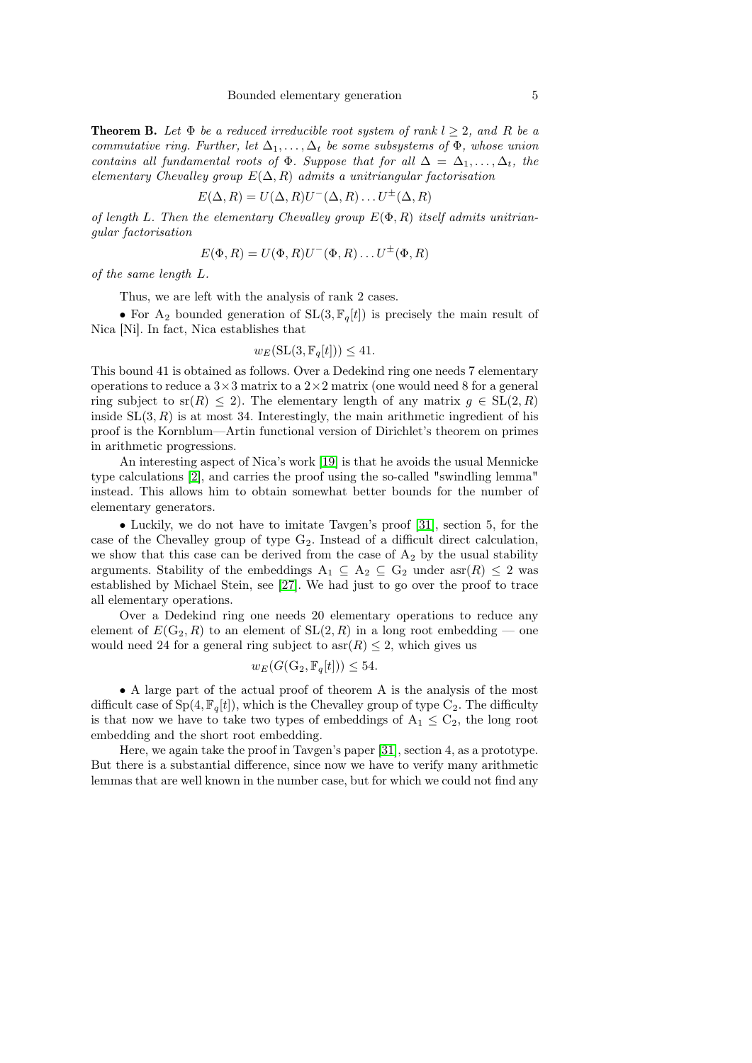**Theorem B.** *Let $\Phi$ be a reduced irreducible root system of rank $l \geq 2$, and $R$ be a commutative ring. Further, let $\Delta_1, \dots, \Delta_t$ be some subsystems of $\Phi$, whose union contains all fundamental roots of $\Phi$. Suppose that for all $\Delta = \Delta_1, \dots, \Delta_t$, the elementary Chevalley group $E(\Delta, R)$ admits a unitriangular factorisation*

$$E(\Delta, R) = U(\Delta, R)U^-(\Delta, R)\dots U^{\pm}(\Delta, R)$$

*of length $L$. Then the elementary Chevalley group $E(\Phi, R)$ itself admits unitriangular factorisation*

$$E(\Phi, R) = U(\Phi, R)U^-(\Phi, R)\dots U^{\pm}(\Phi, R)$$

*of the same length $L$.*

Thus, we are left with the analysis of rank 2 cases.

• For $\mathrm{A}_2$ bounded generation of $\mathrm{SL}(3, \mathbb{F}_q[t])$ is precisely the main result of Nica [Ni]. In fact, Nica establishes that

$$w_E(\mathrm{SL}(3, \mathbb{F}_q[t])) \leq 41.$$

This bound 41 is obtained as follows. Over a Dedekind ring one needs 7 elementary operations to reduce a $3\times 3$ matrix to a $2\times 2$ matrix (one would need 8 for a general ring subject to $\mathrm{sr}(R) \leq 2$). The elementary length of any matrix $g \in \mathrm{SL}(2, R)$ inside $\mathrm{SL}(3, R)$ is at most 34. Interestingly, the main arithmetic ingredient of his proof is the Kornblum—Artin functional version of Dirichlet's theorem on primes in arithmetic progressions.

An interesting aspect of Nica's work [19] is that he avoids the usual Mennicke type calculations [2], and carries the proof using the so-called "swindling lemma" instead. This allows him to obtain somewhat better bounds for the number of elementary generators.

• Luckily, we do not have to imitate Tavgen's proof [31], section 5, for the case of the Chevalley group of type $\mathrm{G}_2$. Instead of a difficult direct calculation, we show that this case can be derived from the case of $\mathrm{A}_2$ by the usual stability arguments. Stability of the embeddings $\mathrm{A}_1 \subseteq \mathrm{A}_2 \subseteq \mathrm{G}_2$ under $\mathrm{asr}(R) \leq 2$ was established by Michael Stein, see [27]. We had just to go over the proof to trace all elementary operations.

Over a Dedekind ring one needs 20 elementary operations to reduce any element of $E(\mathrm{G}_2, R)$ to an element of $\mathrm{SL}(2, R)$ in a long root embedding — one would need 24 for a general ring subject to $\mathrm{asr}(R) \leq 2$, which gives us

$$w_E(G(\mathrm{G}_2, \mathbb{F}_q[t])) \leq 54.$$

• A large part of the actual proof of theorem A is the analysis of the most difficult case of $\mathrm{Sp}(4, \mathbb{F}_q[t])$, which is the Chevalley group of type $\mathrm{C}_2$. The difficulty is that now we have to take two types of embeddings of $\mathrm{A}_1 \leq \mathrm{C}_2$, the long root embedding and the short root embedding.

Here, we again take the proof in Tavgen's paper [31], section 4, as a prototype. But there is a substantial difference, since now we have to verify many arithmetic lemmas that are well known in the number case, but for which we could not find any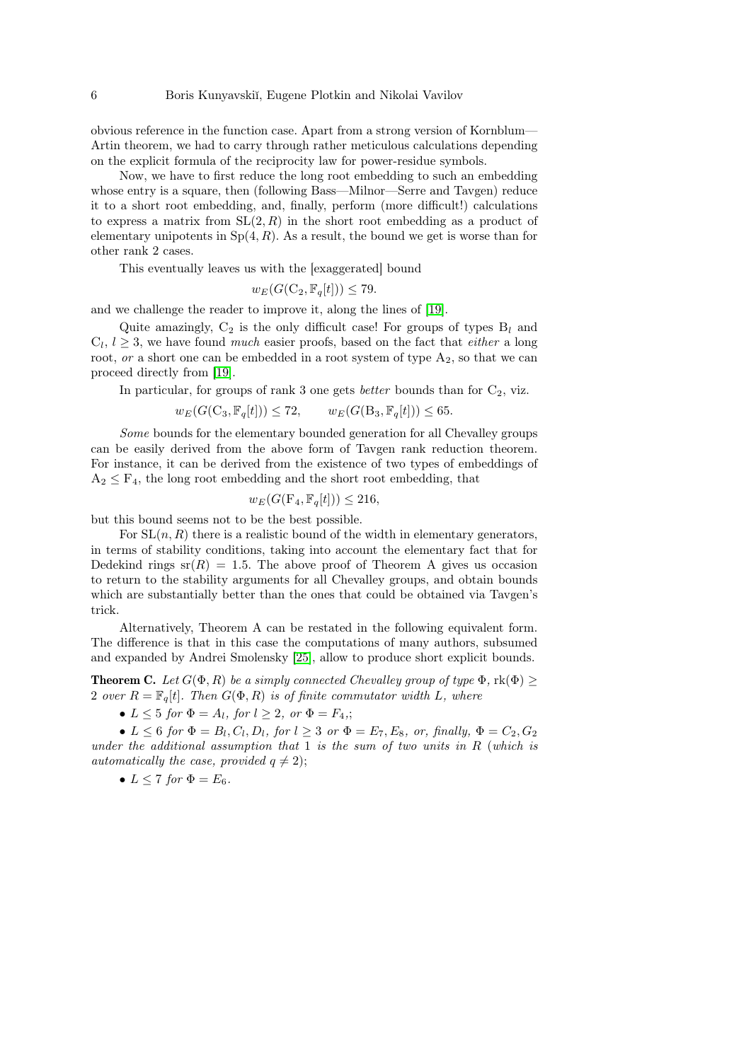obvious reference in the function case. Apart from a strong version of Kornblum—Artin theorem, we had to carry through rather meticulous calculations depending on the explicit formula of the reciprocity law for power-residue symbols.

Now, we have to first reduce the long root embedding to such an embedding whose entry is a square, then (following Bass—Milnor—Serre and Tavgen) reduce it to a short root embedding, and, finally, perform (more difficult!) calculations to express a matrix from $\mathrm{SL}(2, R)$ in the short root embedding as a product of elementary unipotents in $\mathrm{Sp}(4, R)$. As a result, the bound we get is worse than for other rank 2 cases.

This eventually leaves us with the [exaggerated] bound

$$w_E(G(\mathrm{C}_2, \mathbb{F}_q[t])) \leq 79.$$

and we challenge the reader to improve it, along the lines of [19].

Quite amazingly, $\mathrm{C}_2$ is the only difficult case! For groups of types $\mathrm{B}_l$ and $\mathrm{C}_l$, $l \geq 3$, we have found *much* easier proofs, based on the fact that *either* a long root, *or* a short one can be embedded in a root system of type $\mathrm{A}_2$, so that we can proceed directly from [19].

In particular, for groups of rank 3 one gets *better* bounds than for $\mathrm{C}_2$, viz.

$$w_E(G(\mathrm{C}_3, \mathbb{F}_q[t])) \leq 72, \qquad w_E(G(\mathrm{B}_3, \mathbb{F}_q[t])) \leq 65.$$

*Some* bounds for the elementary bounded generation for all Chevalley groups can be easily derived from the above form of Tavgen rank reduction theorem. For instance, it can be derived from the existence of two types of embeddings of $\mathrm{A}_2 \leq \mathrm{F}_4$, the long root embedding and the short root embedding, that

$$w_E(G(\mathrm{F}_4, \mathbb{F}_q[t])) \leq 216,$$

but this bound seems not to be the best possible.

For $\mathrm{SL}(n, R)$ there is a realistic bound of the width in elementary generators, in terms of stability conditions, taking into account the elementary fact that for Dedekind rings $\mathrm{sr}(R) = 1.5$. The above proof of Theorem A gives us occasion to return to the stability arguments for all Chevalley groups, and obtain bounds which are substantially better than the ones that could be obtained via Tavgen's trick.

Alternatively, Theorem A can be restated in the following equivalent form. The difference is that in this case the computations of many authors, subsumed and expanded by Andrei Smolensky [25], allow to produce short explicit bounds.

**Theorem C.** *Let $G(\Phi, R)$ be a simply connected Chevalley group of type $\Phi$, $\mathrm{rk}(\Phi) \geq 2$ over $R = \mathbb{F}_q[t]$. Then $G(\Phi, R)$ is of finite commutator width $L$, where*

- *$L \leq 5$ for $\Phi = A_l$, for $l \geq 2$, or $\Phi = F_4$,;*
- *$L \leq 6$ for $\Phi = B_l, C_l, D_l$, for $l \geq 3$ or $\Phi = E_7, E_8$, or, finally, $\Phi = C_2, G_2$ under the additional assumption that $1$ is the sum of two units in $R$ (which is automatically the case, provided $q \neq 2$);*
- *$L \leq 7$ for $\Phi = E_6$.*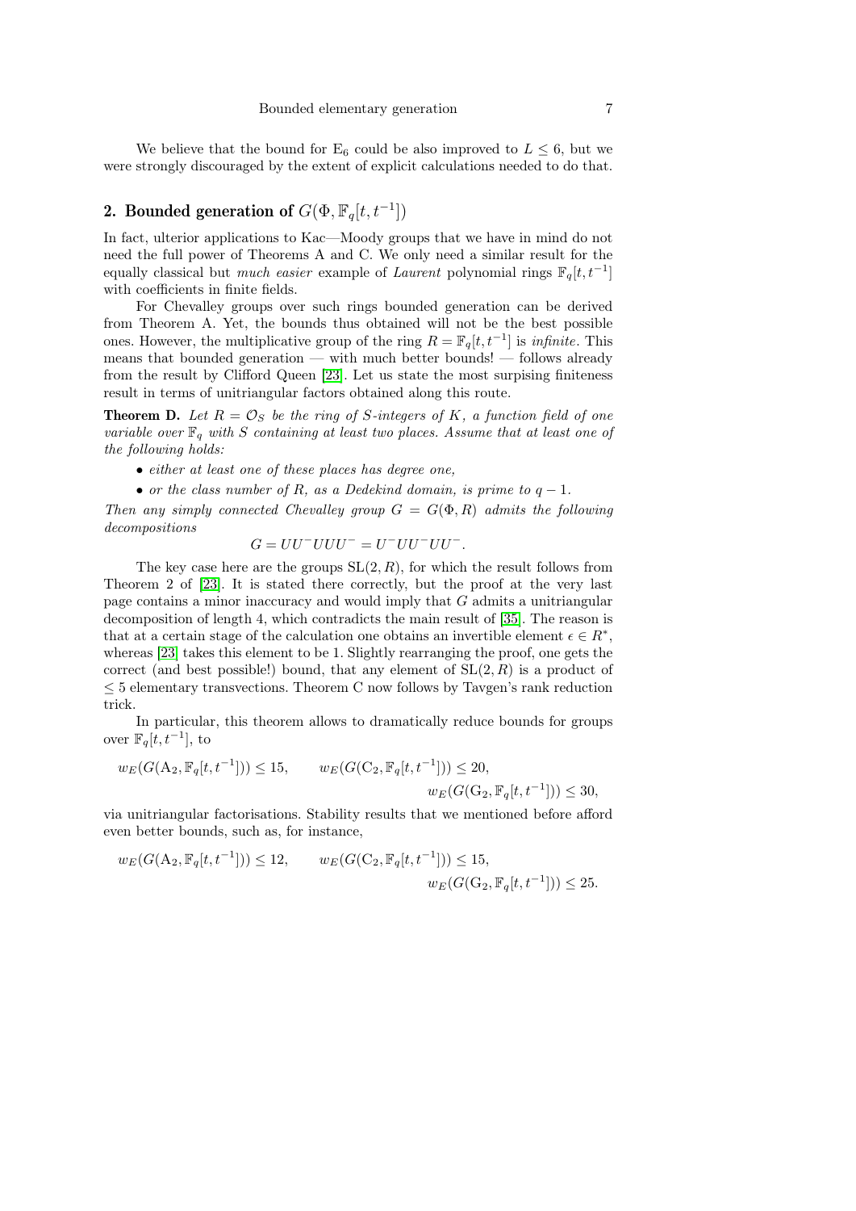We believe that the bound for $E_6$ could be also improved to $L \leq 6$, but we were strongly discouraged by the extent of explicit calculations needed to do that.

## 2. Bounded generation of $G(\Phi, \mathbb{F}_q[t, t^{-1}])$

In fact, ulterior applications to Kac—Moody groups that we have in mind do not need the full power of Theorems A and C. We only need a similar result for the equally classical but *much easier* example of *Laurent* polynomial rings $\mathbb{F}_q[t, t^{-1}]$ with coefficients in finite fields.

For Chevalley groups over such rings bounded generation can be derived from Theorem A. Yet, the bounds thus obtained will not be the best possible ones. However, the multiplicative group of the ring $R = \mathbb{F}_q[t, t^{-1}]$ is *infinite*. This means that bounded generation — with much better bounds! — follows already from the result by Clifford Queen [23]. Let us state the most surpising finiteness result in terms of unitriangular factors obtained along this route.

**Theorem D.** *Let $R = \mathcal{O}_S$ be the ring of $S$-integers of $K$, a function field of one variable over $\mathbb{F}_q$ with $S$ containing at least two places. Assume that at least one of the following holds:*

- *either at least one of these places has degree one,*
- *or the class number of $R$, as a Dedekind domain, is prime to $q - 1$.*

*Then any simply connected Chevalley group $G = G(\Phi, R)$ admits the following decompositions*

$$G = UU^-UUU^- = U^-UU^-UU^-.$$

The key case here are the groups $\mathrm{SL}(2, R)$, for which the result follows from Theorem 2 of [23]. It is stated there correctly, but the proof at the very last page contains a minor inaccuracy and would imply that $G$ admits a unitriangular decomposition of length 4, which contradicts the main result of [35]. The reason is that at a certain stage of the calculation one obtains an invertible element $\epsilon \in R^*$, whereas [23] takes this element to be 1. Slightly rearranging the proof, one gets the correct (and best possible!) bound, that any element of $\mathrm{SL}(2, R)$ is a product of $\leq 5$ elementary transvections. Theorem C now follows by Tavgen's rank reduction trick.

In particular, this theorem allows to dramatically reduce bounds for groups over $\mathbb{F}_q[t, t^{-1}]$, to

$$w_E(G(\mathrm{A}_2, \mathbb{F}_q[t, t^{-1}])) \leq 15, \qquad w_E(G(\mathrm{C}_2, \mathbb{F}_q[t, t^{-1}])) \leq 20,$$
$$w_E(G(\mathrm{G}_2, \mathbb{F}_q[t, t^{-1}])) \leq 30,$$

via unitriangular factorisations. Stability results that we mentioned before afford even better bounds, such as, for instance,

$$w_E(G(\mathrm{A}_2, \mathbb{F}_q[t, t^{-1}])) \leq 12, \qquad w_E(G(\mathrm{C}_2, \mathbb{F}_q[t, t^{-1}])) \leq 15,$$
$$w_E(G(\mathrm{G}_2, \mathbb{F}_q[t, t^{-1}])) \leq 25.$$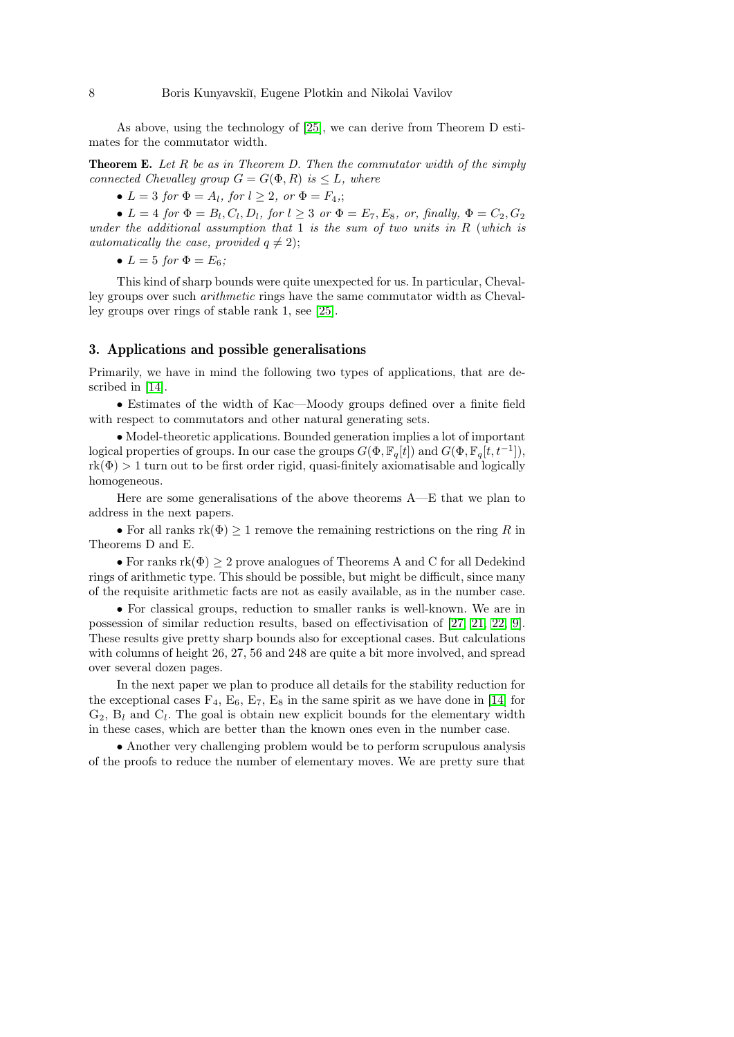As above, using the technology of [25], we can derive from Theorem D estimates for the commutator width.

**Theorem E.** *Let $R$ be as in Theorem D. Then the commutator width of the simply connected Chevalley group $G = G(\Phi, R)$ is $\leq L$, where*

- $L = 3$ *for* $\Phi = A_l$, *for* $l \geq 2$, *or* $\Phi = F_4$,;
- $L = 4$ *for* $\Phi = B_l, C_l, D_l$, *for* $l \geq 3$ *or* $\Phi = E_7, E_8$, *or, finally,* $\Phi = C_2, G_2$ *under the additional assumption that* 1 *is the sum of two units in* $R$ (*which is automatically the case, provided* $q \neq 2$);
- $L = 5$ *for* $\Phi = E_6$;

This kind of sharp bounds were quite unexpected for us. In particular, Chevalley groups over such *arithmetic* rings have the same commutator width as Chevalley groups over rings of stable rank 1, see [25].

## 3. Applications and possible generalisations

Primarily, we have in mind the following two types of applications, that are described in [14].

- Estimates of the width of Kac—Moody groups defined over a finite field with respect to commutators and other natural generating sets.
- Model-theoretic applications. Bounded generation implies a lot of important logical properties of groups. In our case the groups $G(\Phi, \mathbb{F}_q[t])$ and $G(\Phi, \mathbb{F}_q[t, t^{-1}])$, $\mathrm{rk}(\Phi) > 1$ turn out to be first order rigid, quasi-finitely axiomatisable and logically homogeneous.

Here are some generalisations of the above theorems A—E that we plan to address in the next papers.

- For all ranks $\mathrm{rk}(\Phi) \geq 1$ remove the remaining restrictions on the ring $R$ in Theorems D and E.
- For ranks $\mathrm{rk}(\Phi) \geq 2$ prove analogues of Theorems A and C for all Dedekind rings of arithmetic type. This should be possible, but might be difficult, since many of the requisite arithmetic facts are not as easily available, as in the number case.
- For classical groups, reduction to smaller ranks is well-known. We are in possession of similar reduction results, based on effectivisation of [27, 21, 22, 9]. These results give pretty sharp bounds also for exceptional cases. But calculations with columns of height 26, 27, 56 and 248 are quite a bit more involved, and spread over several dozen pages.

In the next paper we plan to produce all details for the stability reduction for the exceptional cases $F_4$, $E_6$, $E_7$, $E_8$ in the same spirit as we have done in [14] for $G_2$, $B_l$ and $C_l$. The goal is obtain new explicit bounds for the elementary width in these cases, which are better than the known ones even in the number case.

- Another very challenging problem would be to perform scrupulous analysis of the proofs to reduce the number of elementary moves. We are pretty sure that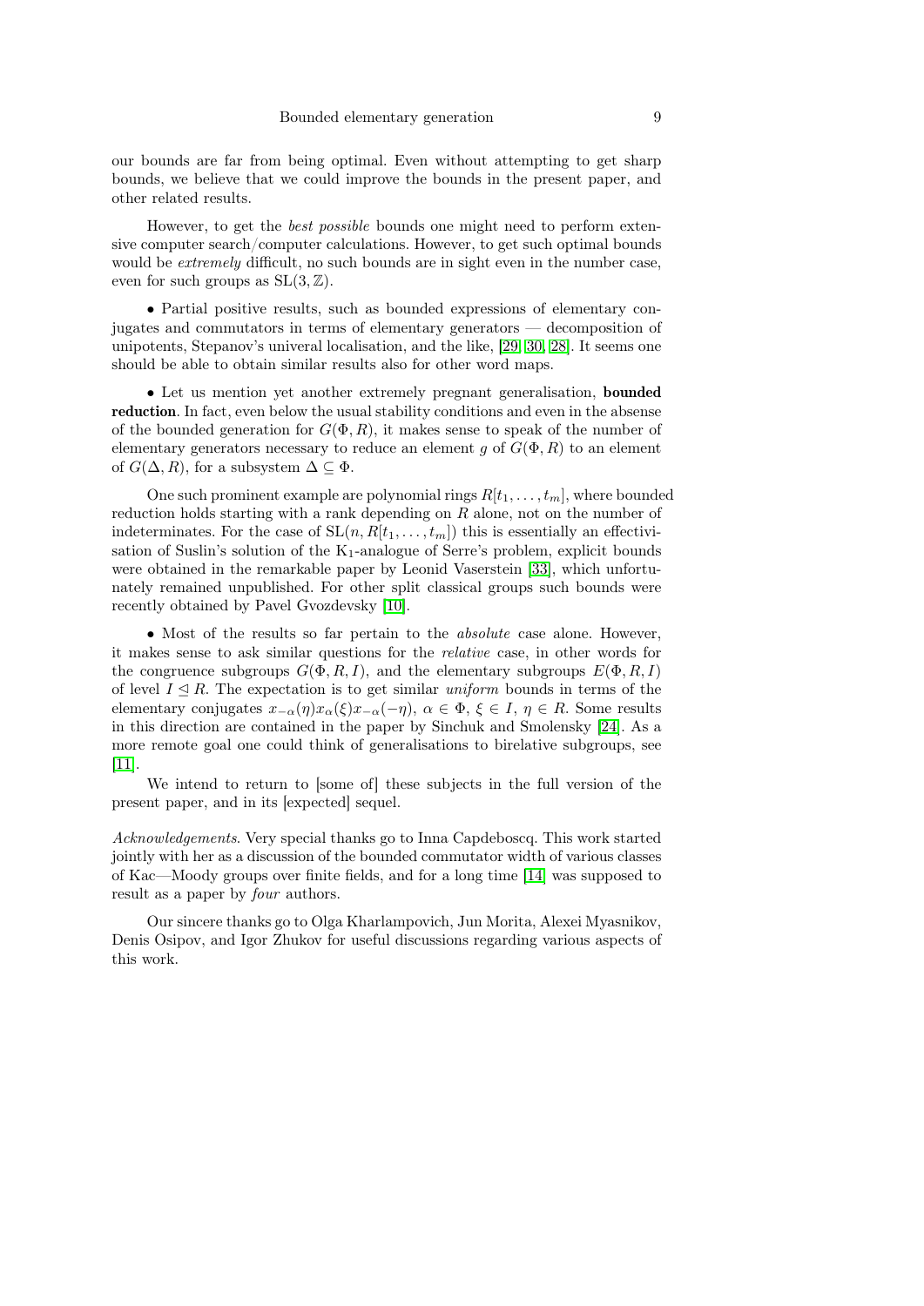our bounds are far from being optimal. Even without attempting to get sharp bounds, we believe that we could improve the bounds in the present paper, and other related results.

However, to get the *best possible* bounds one might need to perform extensive computer search/computer calculations. However, to get such optimal bounds would be *extremely* difficult, no such bounds are in sight even in the number case, even for such groups as $\mathrm{SL}(3, \mathbb{Z})$.

• Partial positive results, such as bounded expressions of elementary conjugates and commutators in terms of elementary generators — decomposition of unipotents, Stepanov's univeral localisation, and the like, [29, 30, 28]. It seems one should be able to obtain similar results also for other word maps.

• Let us mention yet another extremely pregnant generalisation, **bounded reduction**. In fact, even below the usual stability conditions and even in the absense of the bounded generation for $G(\Phi, R)$, it makes sense to speak of the number of elementary generators necessary to reduce an element $g$ of $G(\Phi, R)$ to an element of $G(\Delta, R)$, for a subsystem $\Delta \subseteq \Phi$.

One such prominent example are polynomial rings $R[t_1, \dots, t_m]$, where bounded reduction holds starting with a rank depending on $R$ alone, not on the number of indeterminates. For the case of $\mathrm{SL}(n, R[t_1, \dots, t_m])$ this is essentially an effectivisation of Suslin's solution of the $\mathrm{K}_1$-analogue of Serre's problem, explicit bounds were obtained in the remarkable paper by Leonid Vaserstein [33], which unfortunately remained unpublished. For other split classical groups such bounds were recently obtained by Pavel Gvozdevsky [10].

• Most of the results so far pertain to the *absolute* case alone. However, it makes sense to ask similar questions for the *relative* case, in other words for the congruence subgroups $G(\Phi, R, I)$, and the elementary subgroups $E(\Phi, R, I)$ of level $I \trianglelefteq R$. The expectation is to get similar *uniform* bounds in terms of the elementary conjugates $x_{-\alpha}(\eta)x_{\alpha}(\xi)x_{-\alpha}(-\eta)$, $\alpha \in \Phi$, $\xi \in I$, $\eta \in R$. Some results in this direction are contained in the paper by Sinchuk and Smolensky [24]. As a more remote goal one could think of generalisations to birelative subgroups, see [11].

We intend to return to [some of] these subjects in the full version of the present paper, and in its [expected] sequel.

*Acknowledgements*. Very special thanks go to Inna Capdeboscq. This work started jointly with her as a discussion of the bounded commutator width of various classes of Kac—Moody groups over finite fields, and for a long time [14] was supposed to result as a paper by *four* authors.

Our sincere thanks go to Olga Kharlampovich, Jun Morita, Alexei Myasnikov, Denis Osipov, and Igor Zhukov for useful discussions regarding various aspects of this work.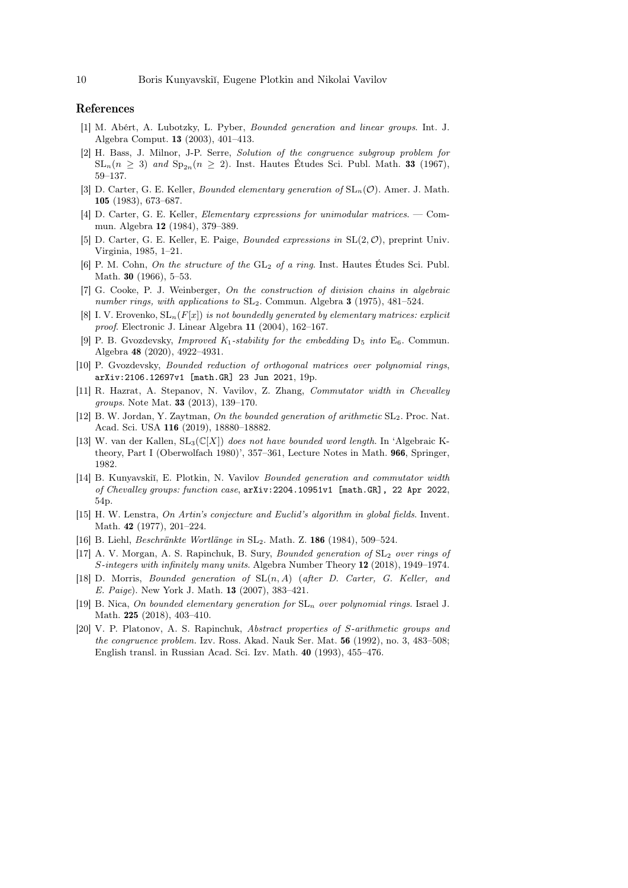## References

[1] M. Abért, A. Lubotzky, L. Pyber, *Bounded generation and linear groups*. Int. J. Algebra Comput. **13** (2003), 401–413.

[2] H. Bass, J. Milnor, J-P. Serre, *Solution of the congruence subgroup problem for* $\mathrm{SL}_n (n \geq 3)$ *and* $\mathrm{Sp}_{2n} (n \geq 2)$. Inst. Hautes Études Sci. Publ. Math. **33** (1967), 59–137.

[3] D. Carter, G. E. Keller, *Bounded elementary generation of* $\mathrm{SL}_n(\mathcal{O})$. Amer. J. Math. **105** (1983), 673–687.

[4] D. Carter, G. E. Keller, *Elementary expressions for unimodular matrices.* — Commun. Algebra **12** (1984), 379–389.

[5] D. Carter, G. E. Keller, E. Paige, *Bounded expressions in* $\mathrm{SL}(2, \mathcal{O})$, preprint Univ. Virginia, 1985, 1–21.

[6] P. M. Cohn, *On the structure of the* $\mathrm{GL}_2$ *of a ring*. Inst. Hautes Études Sci. Publ. Math. **30** (1966), 5–53.

[7] G. Cooke, P. J. Weinberger, *On the construction of division chains in algebraic number rings, with applications to* $\mathrm{SL}_2$. Commun. Algebra **3** (1975), 481–524.

[8] I. V. Erovenko, $\mathrm{SL}_n(F[x])$ *is not boundedly generated by elementary matrices: explicit proof*. Electronic J. Linear Algebra **11** (2004), 162–167.

[9] P. B. Gvozdevsky, *Improved* $K_1$*-stability for the embedding* $\mathrm{D}_5$ *into* $\mathrm{E}_6$. Commun. Algebra **48** (2020), 4922–4931.

[10] P. Gvozdevsky, *Bounded reduction of orthogonal matrices over polynomial rings*, `arXiv:2106.12697v1 [math.GR] 23 Jun 2021`, 19p.

[11] R. Hazrat, A. Stepanov, N. Vavilov, Z. Zhang, *Commutator width in Chevalley groups*. Note Mat. **33** (2013), 139–170.

[12] B. W. Jordan, Y. Zaytman, *On the bounded generation of arithmetic* $\mathrm{SL}_2$. Proc. Nat. Acad. Sci. USA **116** (2019), 18880–18882.

[13] W. van der Kallen, $\mathrm{SL}_3(\mathbb{C}[X])$ *does not have bounded word length*. In 'Algebraic K-theory, Part I (Oberwolfach 1980)', 357–361, Lecture Notes in Math. **966**, Springer, 1982.

[14] B. Kunyavskiĭ, E. Plotkin, N. Vavilov *Bounded generation and commutator width of Chevalley groups: function case*, `arXiv:2204.10951v1 [math.GR], 22 Apr 2022`, 54p.

[15] H. W. Lenstra, *On Artin's conjecture and Euclid's algorithm in global fields*. Invent. Math. **42** (1977), 201–224.

[16] B. Liehl, *Beschränkte Wortlänge in* $\mathrm{SL}_2$. Math. Z. **186** (1984), 509–524.

[17] A. V. Morgan, A. S. Rapinchuk, B. Sury, *Bounded generation of* $\mathrm{SL}_2$ *over rings of* $S$*-integers with infinitely many units*. Algebra Number Theory **12** (2018), 1949–1974.

[18] D. Morris, *Bounded generation of* $\mathrm{SL}(n, A)$ (*after D. Carter, G. Keller, and E. Paige*). New York J. Math. **13** (2007), 383–421.

[19] B. Nica, *On bounded elementary generation for* $\mathrm{SL}_n$ *over polynomial rings*. Israel J. Math. **225** (2018), 403–410.

[20] V. P. Platonov, A. S. Rapinchuk, *Abstract properties of* $S$*-arithmetic groups and the congruence problem.* Izv. Ross. Akad. Nauk Ser. Mat. **56** (1992), no. 3, 483–508; English transl. in Russian Acad. Sci. Izv. Math. **40** (1993), 455–476.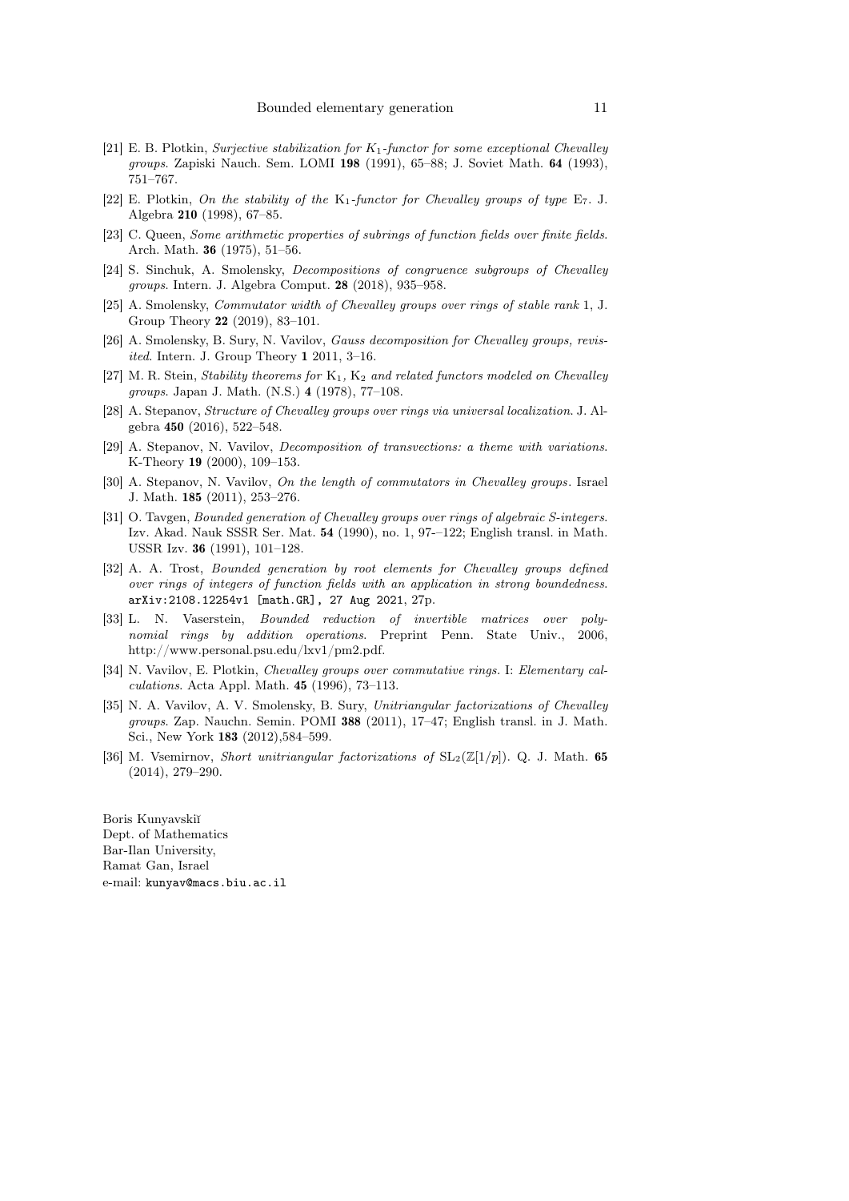[21] E. B. Plotkin, *Surjective stabilization for $K_1$-functor for some exceptional Chevalley groups*. Zapiski Nauch. Sem. LOMI **198** (1991), 65–88; J. Soviet Math. **64** (1993), 751–767.

[22] E. Plotkin, *On the stability of the* $\mathrm{K}_1$*-functor for Chevalley groups of type* $\mathrm{E}_7$. J. Algebra **210** (1998), 67–85.

[23] C. Queen, *Some arithmetic properties of subrings of function fields over finite fields*. Arch. Math. **36** (1975), 51–56.

[24] S. Sinchuk, A. Smolensky, *Decompositions of congruence subgroups of Chevalley groups*. Intern. J. Algebra Comput. **28** (2018), 935–958.

[25] A. Smolensky, *Commutator width of Chevalley groups over rings of stable rank* 1, J. Group Theory **22** (2019), 83–101.

[26] A. Smolensky, B. Sury, N. Vavilov, *Gauss decomposition for Chevalley groups, revisited*. Intern. J. Group Theory **1** 2011, 3–16.

[27] M. R. Stein, *Stability theorems for* $\mathrm{K}_1$*,* $\mathrm{K}_2$ *and related functors modeled on Chevalley groups*. Japan J. Math. (N.S.) **4** (1978), 77–108.

[28] A. Stepanov, *Structure of Chevalley groups over rings via universal localization*. J. Algebra **450** (2016), 522–548.

[29] A. Stepanov, N. Vavilov, *Decomposition of transvections: a theme with variations*. K-Theory **19** (2000), 109–153.

[30] A. Stepanov, N. Vavilov, *On the length of commutators in Chevalley groups*. Israel J. Math. **185** (2011), 253–276.

[31] O. Tavgen, *Bounded generation of Chevalley groups over rings of algebraic S-integers*. Izv. Akad. Nauk SSSR Ser. Mat. **54** (1990), no. 1, 97-–122; English transl. in Math. USSR Izv. **36** (1991), 101–128.

[32] A. A. Trost, *Bounded generation by root elements for Chevalley groups defined over rings of integers of function fields with an application in strong boundedness*. `arXiv:2108.12254v1 [math.GR], 27 Aug 2021`, 27p.

[33] L. N. Vaserstein, *Bounded reduction of invertible matrices over polynomial rings by addition operations*. Preprint Penn. State Univ., 2006, http://www.personal.psu.edu/lxv1/pm2.pdf.

[34] N. Vavilov, E. Plotkin, *Chevalley groups over commutative rings.* I: *Elementary calculations*. Acta Appl. Math. **45** (1996), 73–113.

[35] N. A. Vavilov, A. V. Smolensky, B. Sury, *Unitriangular factorizations of Chevalley groups*. Zap. Nauchn. Semin. POMI **388** (2011), 17–47; English transl. in J. Math. Sci., New York **183** (2012),584–599.

[36] M. Vsemirnov, *Short unitriangular factorizations of* $\mathrm{SL}_2(\mathbb{Z}[1/p])$. Q. J. Math. **65** (2014), 279–290.

Boris Kunyavskiĭ
Dept. of Mathematics
Bar-Ilan University,
Ramat Gan, Israel
e-mail: `kunyav@macs.biu.ac.il`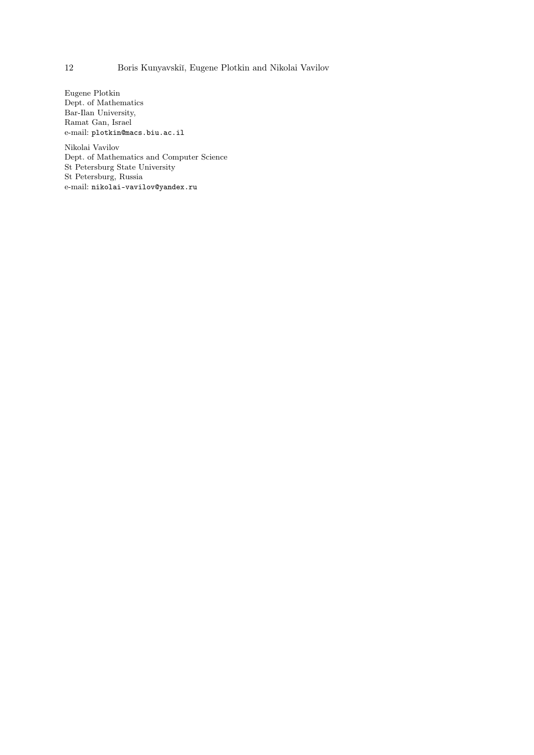Eugene Plotkin
Dept. of Mathematics
Bar-Ilan University,
Ramat Gan, Israel
e-mail: plotkin@macs.biu.ac.il

Nikolai Vavilov
Dept. of Mathematics and Computer Science
St Petersburg State University
St Petersburg, Russia
e-mail: nikolai-vavilov@yandex.ru